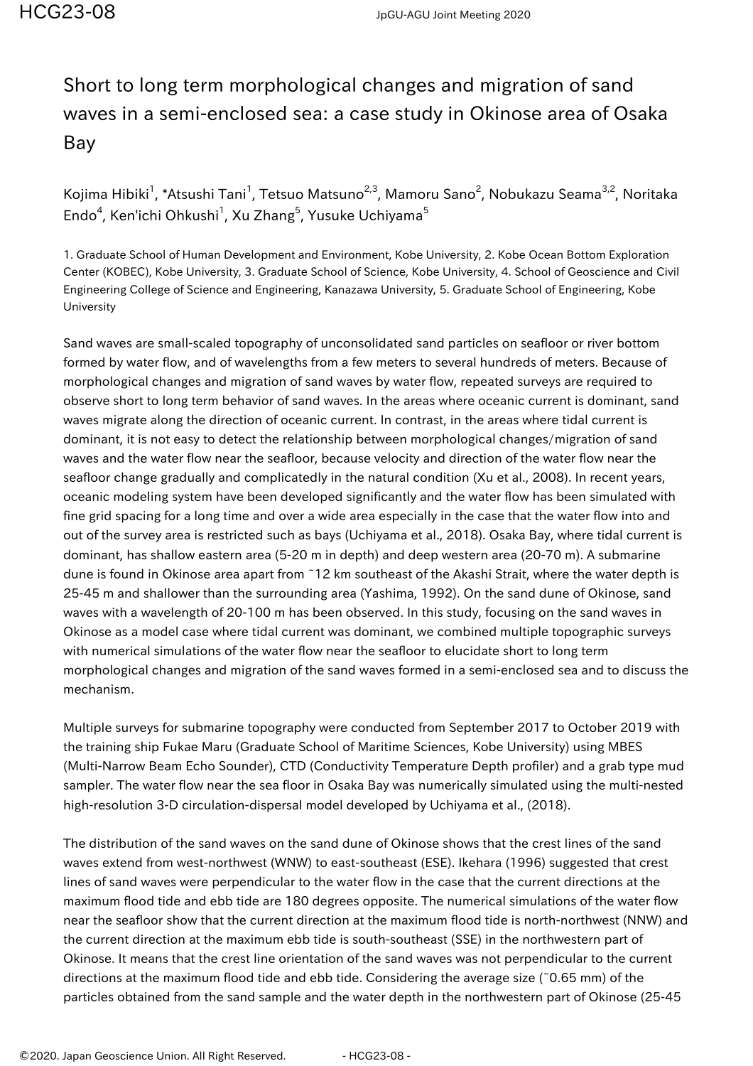# Short to long term morphological changes and migration of sand waves in a semi-enclosed sea: a case study in Okinose area of Osaka Bay

Kojima Hibiki[1], *Atsushi Tani[1], Tetsuo Matsuno[2,3], Mamoru Sano[2], Nobukazu Seama[3,2], Noritaka Endo[4], Ken'ichi Ohkushi[1], Xu Zhang[5], Yusuke Uchiyama[5]

1. Graduate School of Human Development and Environment, Kobe University, 2. Kobe Ocean Bottom Exploration Center (KOBEC), Kobe University, 3. Graduate School of Science, Kobe University, 4. School of Geoscience and Civil Engineering College of Science and Engineering, Kanazawa University, 5. Graduate School of Engineering, Kobe University

Sand waves are small-scaled topography of unconsolidated sand particles on seafloor or river bottom formed by water flow, and of wavelengths from a few meters to several hundreds of meters. Because of morphological changes and migration of sand waves by water flow, repeated surveys are required to observe short to long term behavior of sand waves. In the areas where oceanic current is dominant, sand waves migrate along the direction of oceanic current. In contrast, in the areas where tidal current is dominant, it is not easy to detect the relationship between morphological changes/migration of sand waves and the water flow near the seafloor, because velocity and direction of the water flow near the seafloor change gradually and complicatedly in the natural condition (Xu et al., 2008). In recent years, oceanic modeling system have been developed significantly and the water flow has been simulated with fine grid spacing for a long time and over a wide area especially in the case that the water flow into and out of the survey area is restricted such as bays (Uchiyama et al., 2018). Osaka Bay, where tidal current is dominant, has shallow eastern area (5-20 m in depth) and deep western area (20-70 m). A submarine dune is found in Okinose area apart from ~12 km southeast of the Akashi Strait, where the water depth is 25-45 m and shallower than the surrounding area (Yashima, 1992). On the sand dune of Okinose, sand waves with a wavelength of 20-100 m has been observed. In this study, focusing on the sand waves in Okinose as a model case where tidal current was dominant, we combined multiple topographic surveys with numerical simulations of the water flow near the seafloor to elucidate short to long term morphological changes and migration of the sand waves formed in a semi-enclosed sea and to discuss the mechanism.

Multiple surveys for submarine topography were conducted from September 2017 to October 2019 with the training ship Fukae Maru (Graduate School of Maritime Sciences, Kobe University) using MBES (Multi-Narrow Beam Echo Sounder), CTD (Conductivity Temperature Depth profiler) and a grab type mud sampler. The water flow near the sea floor in Osaka Bay was numerically simulated using the multi-nested high-resolution 3-D circulation-dispersal model developed by Uchiyama et al., (2018).

The distribution of the sand waves on the sand dune of Okinose shows that the crest lines of the sand waves extend from west-northwest (WNW) to east-southeast (ESE). Ikehara (1996) suggested that crest lines of sand waves were perpendicular to the water flow in the case that the current directions at the maximum flood tide and ebb tide are 180 degrees opposite. The numerical simulations of the water flow near the seafloor show that the current direction at the maximum flood tide is north-northwest (NNW) and the current direction at the maximum ebb tide is south-southeast (SSE) in the northwestern part of Okinose. It means that the crest line orientation of the sand waves was not perpendicular to the current directions at the maximum flood tide and ebb tide. Considering the average size (~0.65 mm) of the particles obtained from the sand sample and the water depth in the northwestern part of Okinose (25-45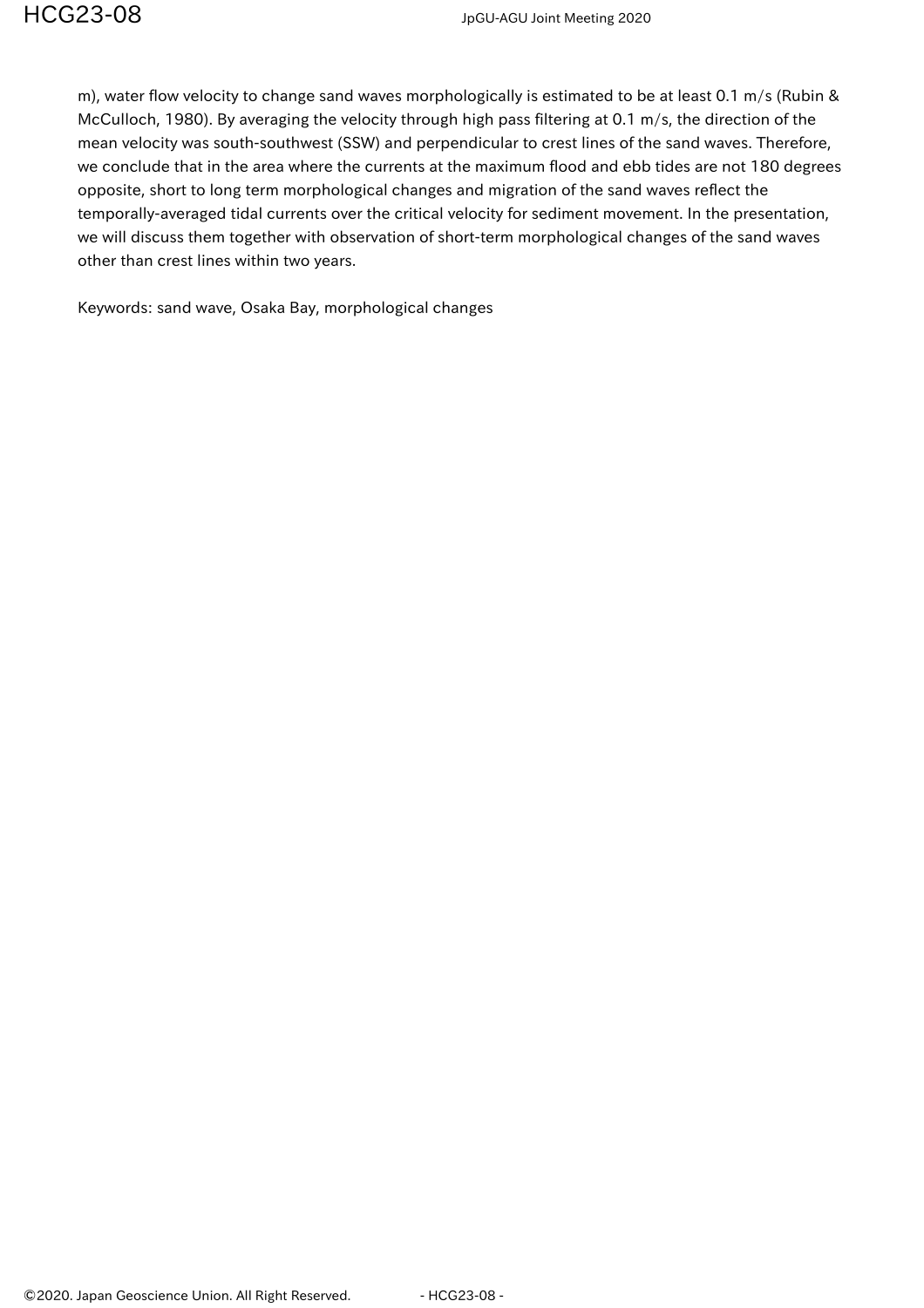m), water flow velocity to change sand waves morphologically is estimated to be at least 0.1 m/s (Rubin & McCulloch, 1980). By averaging the velocity through high pass filtering at 0.1 m/s, the direction of the mean velocity was south-southwest (SSW) and perpendicular to crest lines of the sand waves. Therefore, we conclude that in the area where the currents at the maximum flood and ebb tides are not 180 degrees opposite, short to long term morphological changes and migration of the sand waves reflect the temporally-averaged tidal currents over the critical velocity for sediment movement. In the presentation, we will discuss them together with observation of short-term morphological changes of the sand waves other than crest lines within two years.

Keywords: sand wave, Osaka Bay, morphological changes